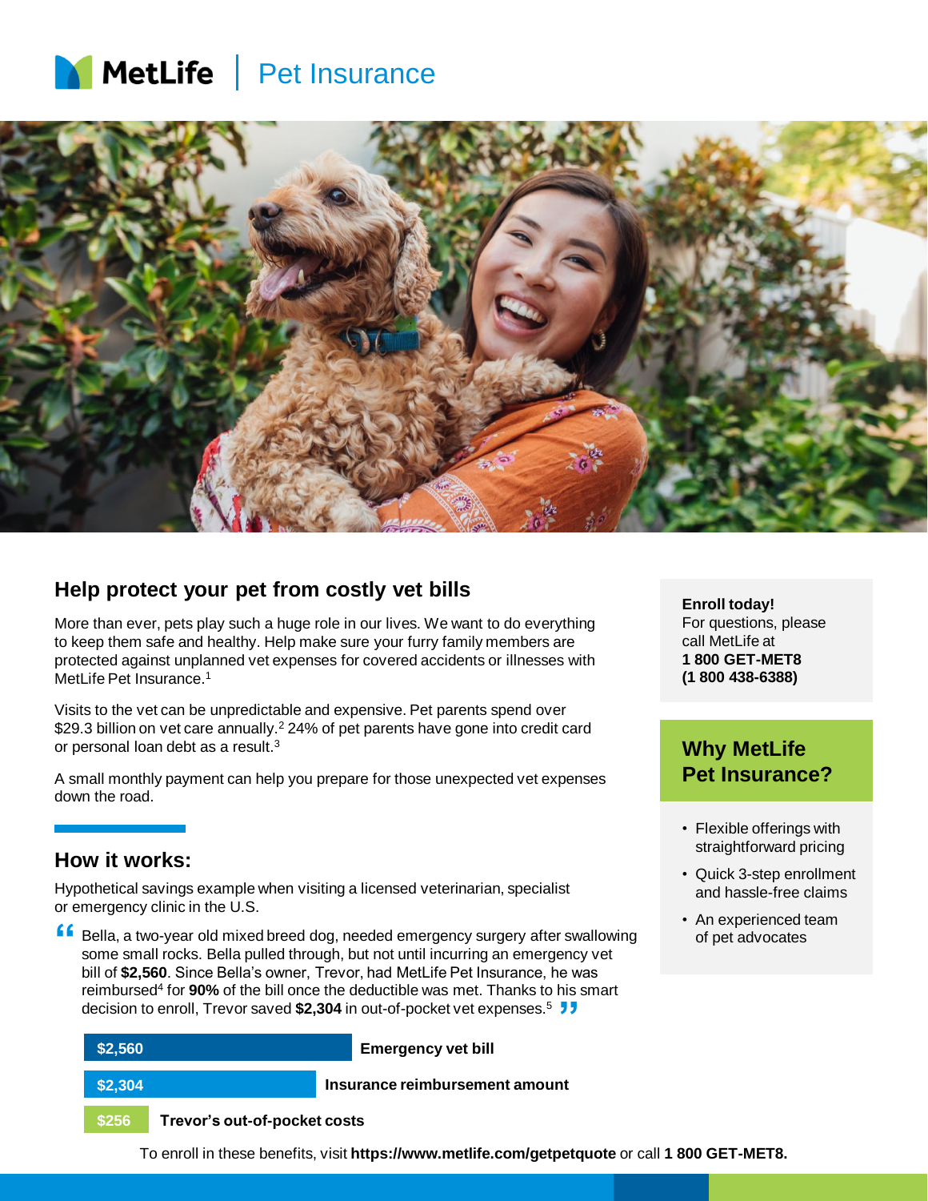MetLife | Pet Insurance

## Help protect your pet from costly vet bills

More than ever, pets play such a huge role in our lives. We want to do everything to keep them safe and healthy. Help make sure your furry family members are protected against unplanned vet expenses for covered accidents or illnesses with MetLife Pet Insurance.[1]

Visits to the vet can be unpredictable and expensive. Pet parents spend over $29.3 billion on vet care annually.[2] 24% of pet parents have gone into credit card or personal loan debt as a result.[3]

A small monthly payment can help you prepare for those unexpected vet expenses down the road.

## How it works:

Hypothetical savings example when visiting a licensed veterinarian, specialist or emergency clinic in the U.S.

> "Bella, a two-year old mixed breed dog, needed emergency surgery after swallowing some small rocks. Bella pulled through, but not until incurring an emergency vet bill of **$2,560**. Since Bella's owner, Trevor, had MetLife Pet Insurance, he was reimbursed[4] for **90%** of the bill once the deductible was met. Thanks to his smart decision to enroll, Trevor saved **$2,304** in out-of-pocket vet expenses.[5]"

- **$2,560** — **Emergency vet bill**
- **$2,304** — **Insurance reimbursement amount**
- **$256** — **Trevor's out-of-pocket costs**

To enroll in these benefits, visit **https://www.metlife.com/getpetquote** or call **1 800 GET-MET8.**

**Enroll today!**
For questions, please call MetLife at
**1 800 GET-MET8**
**(1 800 438-6388)**

### Why MetLife Pet Insurance?

- Flexible offerings with straightforward pricing
- Quick 3-step enrollment and hassle-free claims
- An experienced team of pet advocates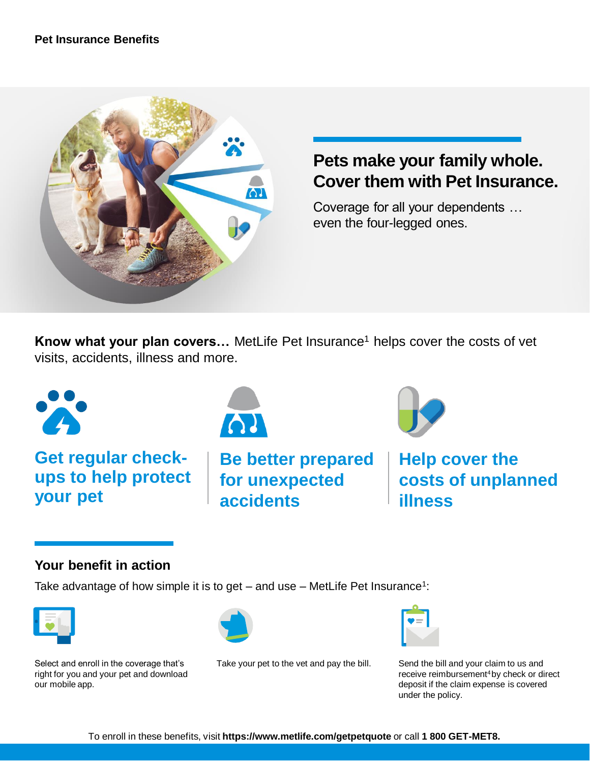**Pet Insurance Benefits**

## Pets make your family whole. Cover them with Pet Insurance.

Coverage for all your dependents … even the four-legged ones.

**Know what your plan covers…** MetLife Pet Insurance[1] helps cover the costs of vet visits, accidents, illness and more.

### Get regular check-ups to help protect your pet

### Be better prepared for unexpected accidents

### Help cover the costs of unplanned illness

## Your benefit in action

Take advantage of how simple it is to get – and use – MetLife Pet Insurance[1]:

Select and enroll in the coverage that's right for you and your pet and download our mobile app.

Take your pet to the vet and pay the bill.

Send the bill and your claim to us and receive reimbursement[4] by check or direct deposit if the claim expense is covered under the policy.

To enroll in these benefits, visit **https://www.metlife.com/getpetquote** or call **1 800 GET-MET8.**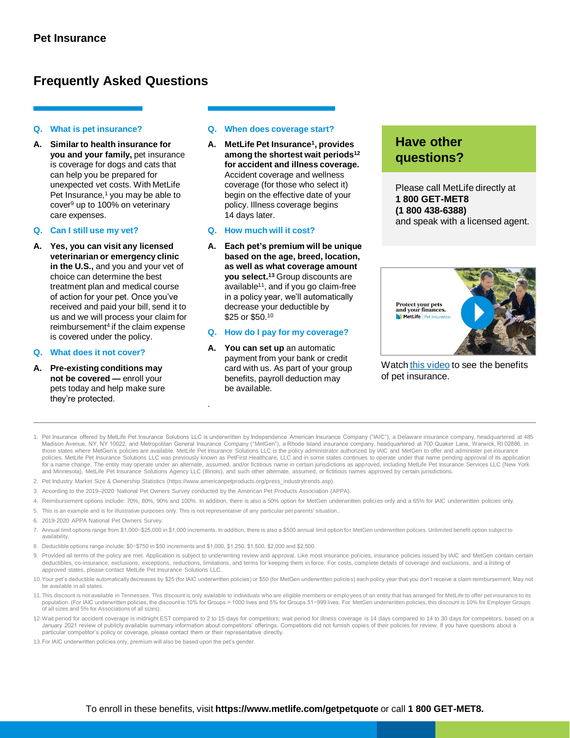# Pet Insurance

## Frequently Asked Questions

**Q. What is pet insurance?**

**A. Similar to health insurance for you and your family,** pet insurance is coverage for dogs and cats that can help you be prepared for unexpected vet costs. With MetLife Pet Insurance,[1] you may be able to cover[9] up to 100% on veterinary care expenses.

**Q. Can I still use my vet?**

**A. Yes, you can visit any licensed veterinarian or emergency clinic in the U.S.,** and you and your vet of choice can determine the best treatment plan and medical course of action for your pet. Once you've received and paid your bill, send it to us and we will process your claim for reimbursement[4] if the claim expense is covered under the policy.

**Q. What does it not cover?**

**A. Pre-existing conditions may not be covered —** enroll your pets today and help make sure they're protected.

**Q. When does coverage start?**

**A. MetLife Pet Insurance[1], provides among the shortest wait periods[12] for accident and illness coverage.** Accident coverage and wellness coverage (for those who select it) begin on the effective date of your policy. Illness coverage begins 14 days later.

**Q. How much will it cost?**

**A. Each pet's premium will be unique based on the age, breed, location, as well as what coverage amount you select.[13]** Group discounts are available[11], and if you go claim-free in a policy year, we'll automatically decrease your deductible by $25 or $50.[10]

**Q. How do I pay for my coverage?**

**A. You can set up** an automatic payment from your bank or credit card with us. As part of your group benefits, payroll deduction may be available.

### Have other questions?

Please call MetLife directly at **1 800 GET-MET8 (1 800 438-6388)** and speak with a licensed agent.

Protect your pets and your finances. MetLife | Pet Insurance

Watch [this video] to see the benefits of pet insurance.

---

1. Pet Insurance offered by MetLife Pet Insurance Solutions LLC is underwritten by Independence American Insurance Company ("IAIC"), a Delaware insurance company, headquartered at 485 Madison Avenue, NY, NY 10022, and Metropolitan General Insurance Company ("MetGen"), a Rhode Island insurance company, headquartered at 700 Quaker Lane, Warwick, RI 02886, in those states where MetGen's policies are available. MetLife Pet Insurance Solutions LLC is the policy administrator authorized by IAIC and MetGen to offer and administer pet insurance policies. MetLife Pet Insurance Solutions LLC was previously known as PetFirst Healthcare, LLC and in some states continues to operate under that name pending approval of its application for a name change. The entity may operate under an alternate, assumed, and/or fictitious name in certain jurisdictions as approved, including MetLife Pet Insurance Services LLC (New York and Minnesota), MetLife Pet Insurance Solutions Agency LLC (Illinois), and such other alternate, assumed, or fictitious names approved by certain jurisdictions.
2. Pet Industry Market Size & Ownership Statistics (https://www.americanpetproducts.org/press_industrytrends.asp).
3. According to the 2019–2020 National Pet Owners Survey conducted by the American Pet Products Association (APPA).
4. Reimbursement options include: 70%, 80%, 90% and 100%. In addition, there is also a 50% option for MetGen underwritten policies only and a 65% for IAIC underwritten policies only.
5. This is an example and is for illustrative purposes only. This is not representative of any particular pet parents' situation..
6. 2019-2020 APPA National Pet Owners Survey.
7. Annual limit options range from $1,000−$25,000 in $1,000 increments. In addition, there is also a $500 annual limit option for MetGen underwritten policies. Unlimited benefit option subject to availability.
8. Deductible options range include: $0−$750 in $50 increments and $1,000, $1,250, $1,500, $2,000 and $2,500.
9. Provided all terms of the policy are met. Application is subject to underwriting review and approval. Like most insurance policies, insurance policies issued by IAIC and MetGen contain certain deductibles, co-insurance, exclusions, exceptions, reductions, limitations, and terms for keeping them in force. For costs, complete details of coverage and exclusions, and a listing of approved states, please contact MetLife Pet Insurance Solutions LLC.
10. Your pet's deductible automatically decreases by $25 (for IAIC underwritten policies) or $50 (for MetGen underwritten policies) each policy year that you don't receive a claim reimbursement. May not be available in all states.
11. This discount is not available in Tennessee. This discount is only available to individuals who are eligible members or employees of an entity that has arranged for MetLife to offer pet insurance to its population. (For IAIC underwritten policies, the discount is 10% for Groups > 1000 lives and 5% for Groups 51−999 lives. For MetGen underwritten policies, this discount is 10% for Employer Groups of all sizes and 5% for Associations of all sizes).
12. Wait period for accident coverage is midnight EST compared to 2 to 15 days for competitors; wait period for illness coverage is 14 days compared to 14 to 30 days for competitors, based on a January 2021 review of publicly available summary information about competitors' offerings. Competitors did not furnish copies of their policies for review. If you have questions about a particular competitor's policy or coverage, please contact them or their representative directly.
13. For IAIC underwritten policies only, premium will also be based upon the pet's gender.

To enroll in these benefits, visit **https://www.metlife.com/getpetquote** or call **1 800 GET-MET8.**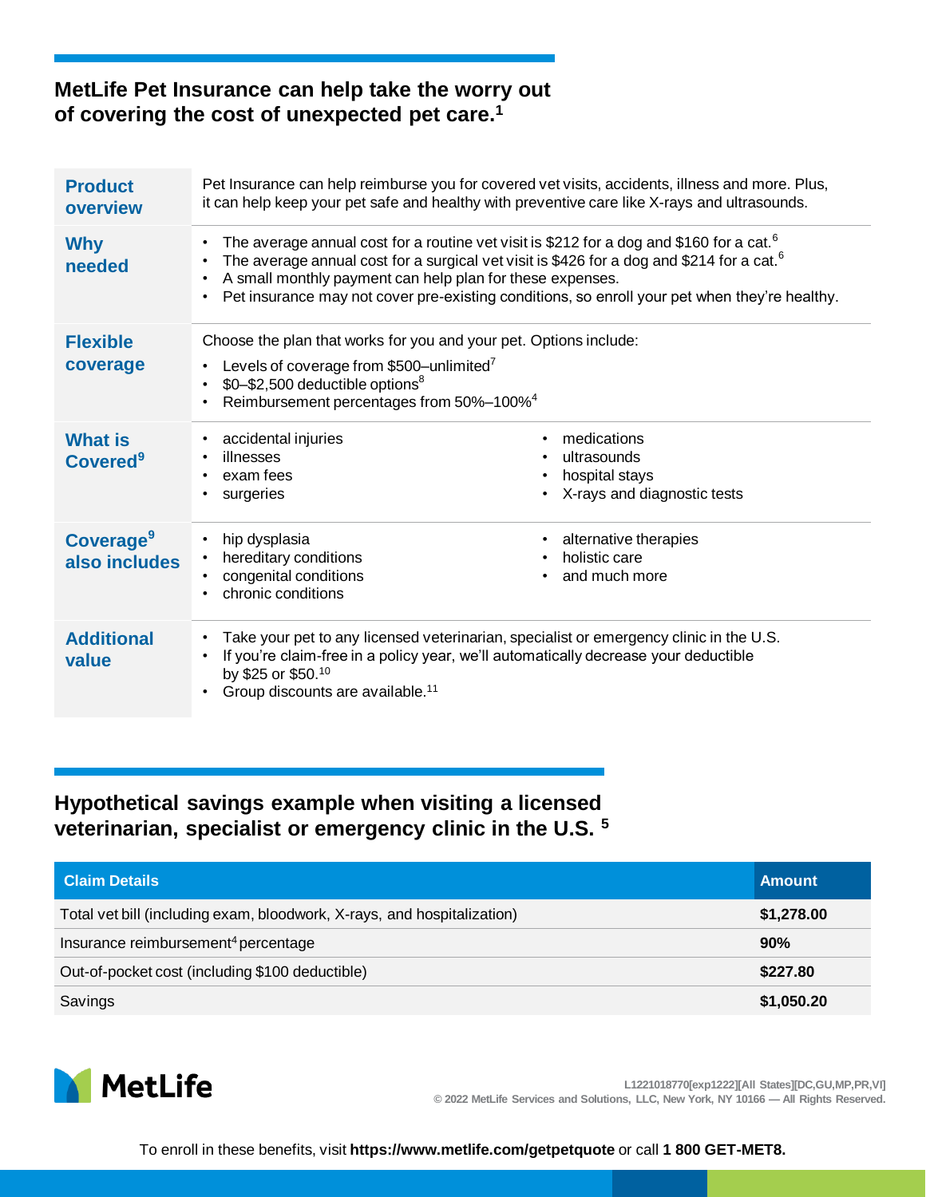## MetLife Pet Insurance can help take the worry out of covering the cost of unexpected pet care.[1]

| | |
|---|---|
| **Product overview** | Pet Insurance can help reimburse you for covered vet visits, accidents, illness and more. Plus, it can help keep your pet safe and healthy with preventive care like X-rays and ultrasounds. |
| **Why needed** | • The average annual cost for a routine vet visit is $212 for a dog and $160 for a cat.[6]<br>• The average annual cost for a surgical vet visit is $426 for a dog and $214 for a cat.[6]<br>• A small monthly payment can help plan for these expenses.<br>• Pet insurance may not cover pre-existing conditions, so enroll your pet when they're healthy. |
| **Flexible coverage** | Choose the plan that works for you and your pet. Options include:<br>• Levels of coverage from $500–unlimited[7]<br>• $0–$2,500 deductible options[8]<br>• Reimbursement percentages from 50%–100%[4] |
| **What is Covered[9]** | • accidental injuries<br>• illnesses<br>• exam fees<br>• surgeries<br>• medications<br>• ultrasounds<br>• hospital stays<br>• X-rays and diagnostic tests |
| **Coverage[9] also includes** | • hip dysplasia<br>• hereditary conditions<br>• congenital conditions<br>• chronic conditions<br>• alternative therapies<br>• holistic care<br>• and much more |
| **Additional value** | • Take your pet to any licensed veterinarian, specialist or emergency clinic in the U.S.<br>• If you're claim-free in a policy year, we'll automatically decrease your deductible by $25 or $50.[10]<br>• Group discounts are available.[11] |

## Hypothetical savings example when visiting a licensed veterinarian, specialist or emergency clinic in the U.S. [5]

| Claim Details | Amount |
|---|---|
| Total vet bill (including exam, bloodwork, X-rays, and hospitalization) | **$1,278.00** |
| Insurance reimbursement[4] percentage | **90%** |
| Out-of-pocket cost (including $100 deductible) | **$227.80** |
| Savings | **$1,050.20** |

MetLife

L1221018770[exp1222][All States][DC,GU,MP,PR,VI]
© 2022 MetLife Services and Solutions, LLC, New York, NY 10166 — All Rights Reserved.

To enroll in these benefits, visit **https://www.metlife.com/getpetquote** or call **1 800 GET-MET8.**